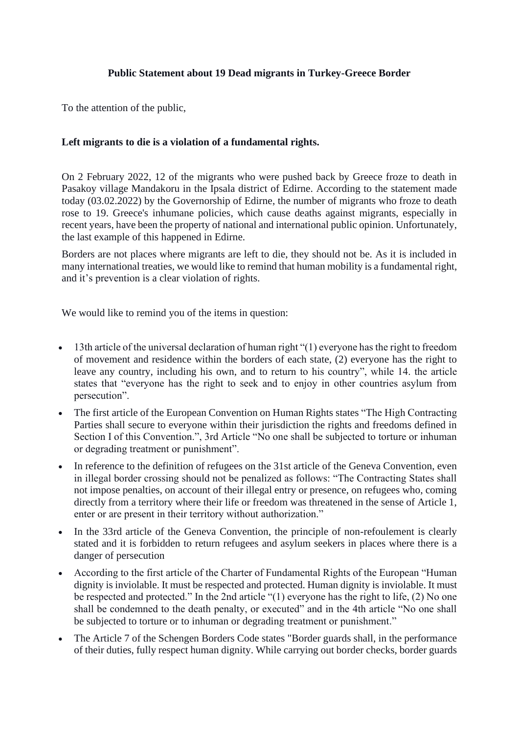**Public Statement about 19 Dead migrants in Turkey-Greece Border**

To the attention of the public,

**Left migrants to die is a violation of a fundamental rights.**

On 2 February 2022, 12 of the migrants who were pushed back by Greece froze to death in Pasakoy village Mandakoru in the Ipsala district of Edirne. According to the statement made today (03.02.2022) by the Governorship of Edirne, the number of migrants who froze to death rose to 19. Greece's inhumane policies, which cause deaths against migrants, especially in recent years, have been the property of national and international public opinion. Unfortunately, the last example of this happened in Edirne.

Borders are not places where migrants are left to die, they should not be. As it is included in many international treaties, we would like to remind that human mobility is a fundamental right, and it's prevention is a clear violation of rights.

We would like to remind you of the items in question:

- 13th article of the universal declaration of human right "(1) everyone has the right to freedom of movement and residence within the borders of each state, (2) everyone has the right to leave any country, including his own, and to return to his country", while 14. the article states that "everyone has the right to seek and to enjoy in other countries asylum from persecution".
- The first article of the European Convention on Human Rights states "The High Contracting Parties shall secure to everyone within their jurisdiction the rights and freedoms defined in Section I of this Convention.", 3rd Article "No one shall be subjected to torture or inhuman or degrading treatment or punishment".
- In reference to the definition of refugees on the 31st article of the Geneva Convention, even in illegal border crossing should not be penalized as follows: "The Contracting States shall not impose penalties, on account of their illegal entry or presence, on refugees who, coming directly from a territory where their life or freedom was threatened in the sense of Article 1, enter or are present in their territory without authorization."
- In the 33rd article of the Geneva Convention, the principle of non-refoulement is clearly stated and it is forbidden to return refugees and asylum seekers in places where there is a danger of persecution
- According to the first article of the Charter of Fundamental Rights of the European "Human dignity is inviolable. It must be respected and protected. Human dignity is inviolable. It must be respected and protected." In the 2nd article "(1) everyone has the right to life, (2) No one shall be condemned to the death penalty, or executed" and in the 4th article "No one shall be subjected to torture or to inhuman or degrading treatment or punishment."
- The Article 7 of the Schengen Borders Code states "Border guards shall, in the performance of their duties, fully respect human dignity. While carrying out border checks, border guards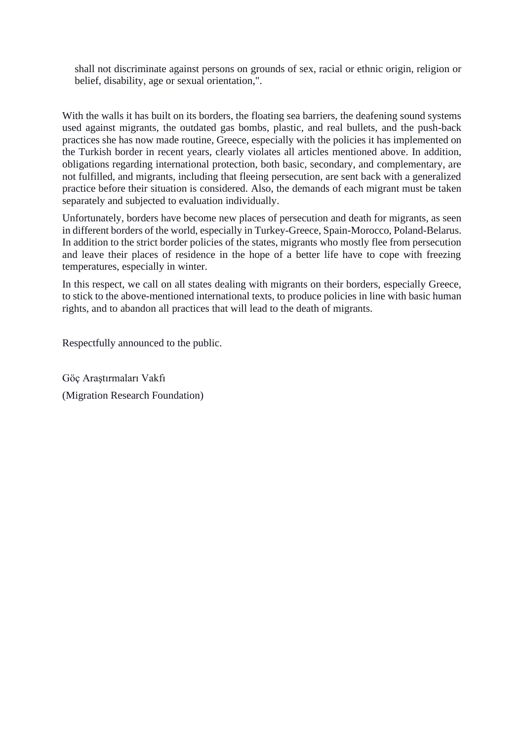shall not discriminate against persons on grounds of sex, racial or ethnic origin, religion or belief, disability, age or sexual orientation,".

With the walls it has built on its borders, the floating sea barriers, the deafening sound systems used against migrants, the outdated gas bombs, plastic, and real bullets, and the push-back practices she has now made routine, Greece, especially with the policies it has implemented on the Turkish border in recent years, clearly violates all articles mentioned above. In addition, obligations regarding international protection, both basic, secondary, and complementary, are not fulfilled, and migrants, including that fleeing persecution, are sent back with a generalized practice before their situation is considered. Also, the demands of each migrant must be taken separately and subjected to evaluation individually.

Unfortunately, borders have become new places of persecution and death for migrants, as seen in different borders of the world, especially in Turkey-Greece, Spain-Morocco, Poland-Belarus. In addition to the strict border policies of the states, migrants who mostly flee from persecution and leave their places of residence in the hope of a better life have to cope with freezing temperatures, especially in winter.

In this respect, we call on all states dealing with migrants on their borders, especially Greece, to stick to the above-mentioned international texts, to produce policies in line with basic human rights, and to abandon all practices that will lead to the death of migrants.

Respectfully announced to the public.

Göç Araştırmaları Vakfı

(Migration Research Foundation)